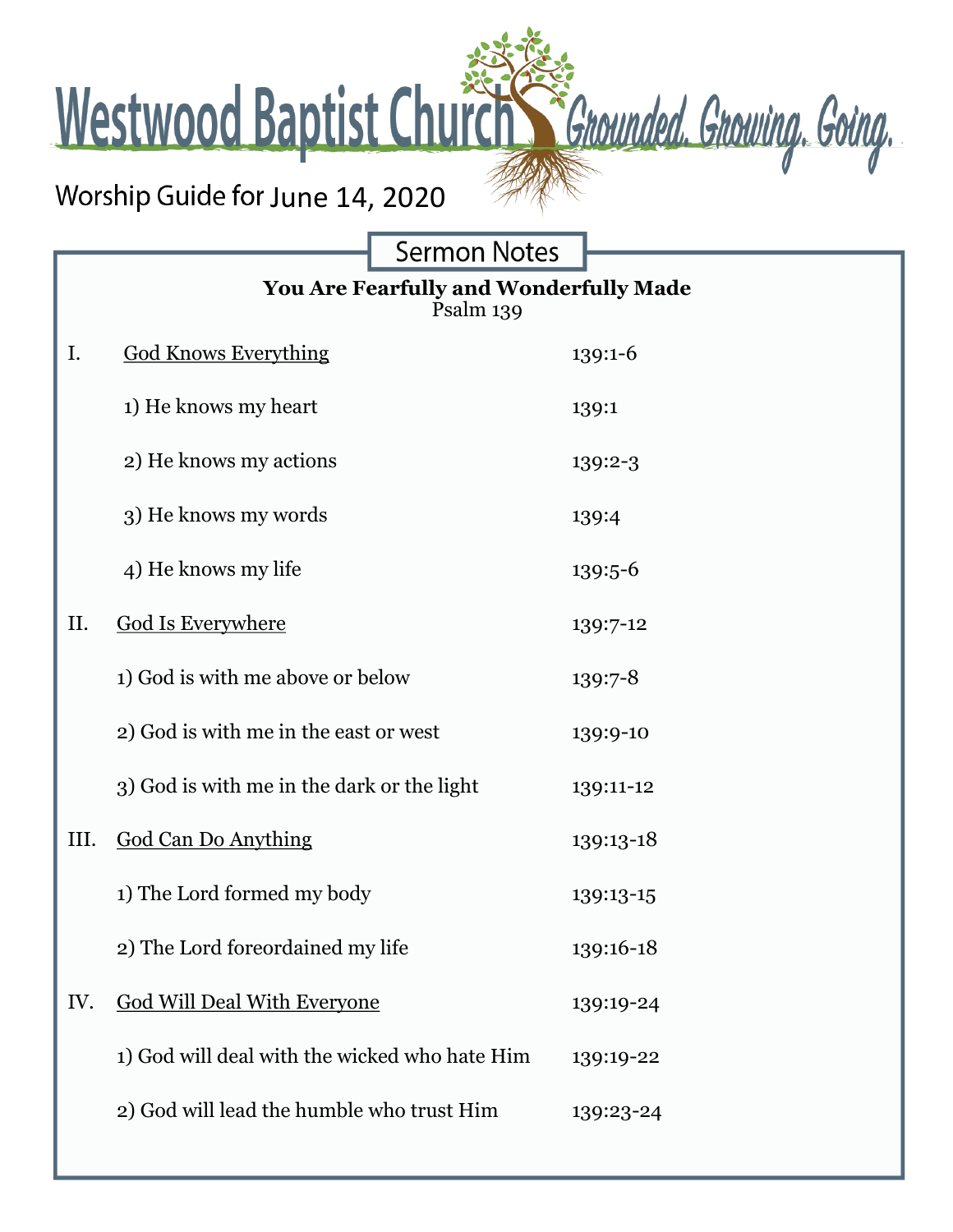# Westwood Baptist Church

*Grounded. Growing. Going.*

Worship Guide for June 14, 2020

## Sermon Notes

**You Are Fearfully and Wonderfully Made**

Psalm 139

| | | |
|---|---|---|
| I. | <u>God Knows Everything</u> | 139:1-6 |
| | 1) He knows my heart | 139:1 |
| | 2) He knows my actions | 139:2-3 |
| | 3) He knows my words | 139:4 |
| | 4) He knows my life | 139:5-6 |
| II. | <u>God Is Everywhere</u> | 139:7-12 |
| | 1) God is with me above or below | 139:7-8 |
| | 2) God is with me in the east or west | 139:9-10 |
| | 3) God is with me in the dark or the light | 139:11-12 |
| III. | <u>God Can Do Anything</u> | 139:13-18 |
| | 1) The Lord formed my body | 139:13-15 |
| | 2) The Lord foreordained my life | 139:16-18 |
| IV. | <u>God Will Deal With Everyone</u> | 139:19-24 |
| | 1) God will deal with the wicked who hate Him | 139:19-22 |
| | 2) God will lead the humble who trust Him | 139:23-24 |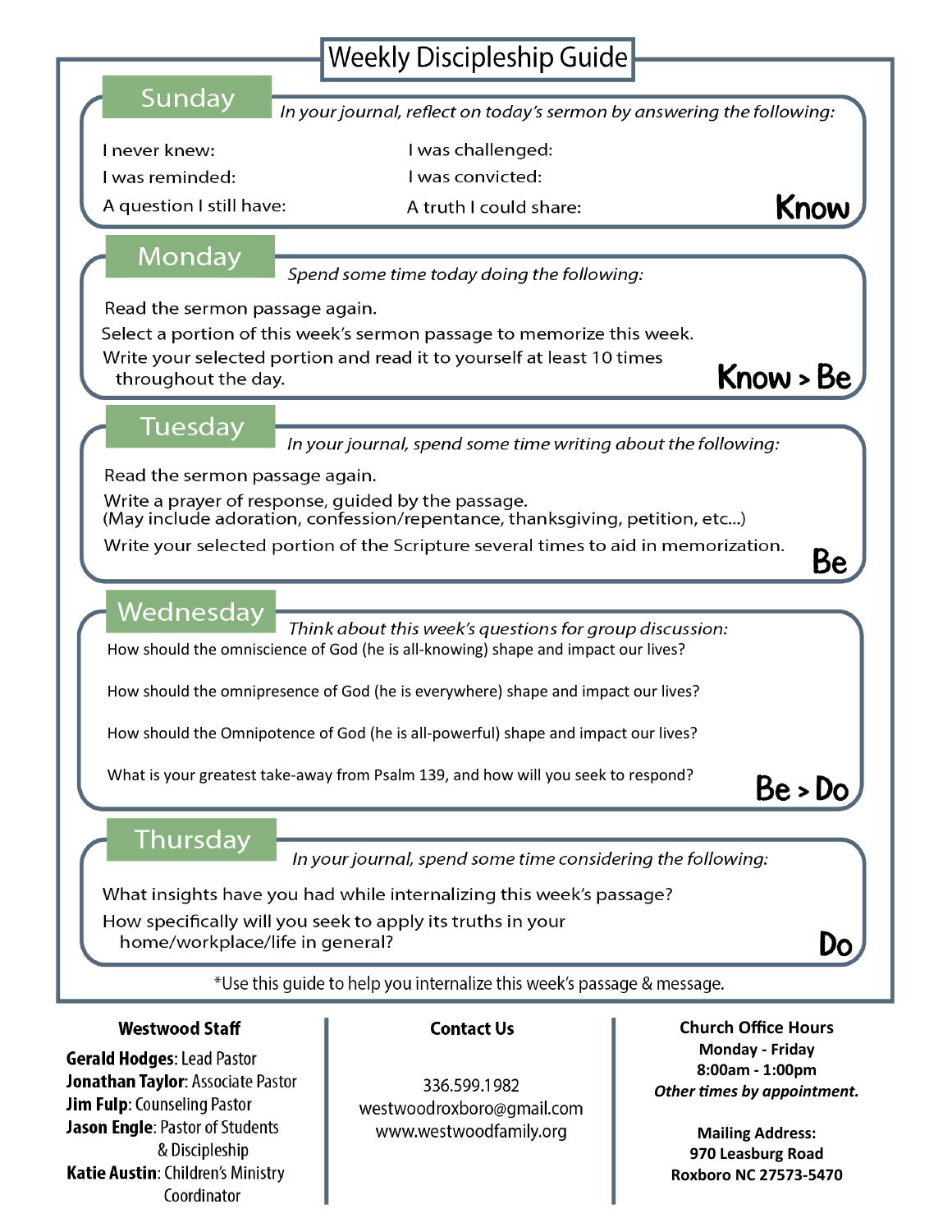# Weekly Discipleship Guide

## Sunday

*In your journal, reflect on today's sermon by answering the following:*

I never knew:

I was reminded:

A question I still have:

I was challenged:

I was convicted:

A truth I could share:

**Know**

## Monday

*Spend some time today doing the following:*

Read the sermon passage again.

Select a portion of this week's sermon passage to memorize this week.

Write your selected portion and read it to yourself at least 10 times throughout the day.

**Know > Be**

## Tuesday

*In your journal, spend some time writing about the following:*

Read the sermon passage again.

Write a prayer of response, guided by the passage.
(May include adoration, confession/repentance, thanksgiving, petition, etc...)

Write your selected portion of the Scripture several times to aid in memorization.

**Be**

## Wednesday

*Think about this week's questions for group discussion:*

How should the omniscience of God (he is all-knowing) shape and impact our lives?

How should the omnipresence of God (he is everywhere) shape and impact our lives?

How should the Omnipotence of God (he is all-powerful) shape and impact our lives?

What is your greatest take-away from Psalm 139, and how will you seek to respond?

**Be > Do**

## Thursday

*In your journal, spend some time considering the following:*

What insights have you had while internalizing this week's passage?

How specifically will you seek to apply its truths in your home/workplace/life in general?

**Do**

*Use this guide to help you internalize this week's passage & message.

### Westwood Staff

**Gerald Hodges**: Lead Pastor
**Jonathan Taylor**: Associate Pastor
**Jim Fulp**: Counseling Pastor
**Jason Engle**: Pastor of Students & Discipleship
**Katie Austin**: Children's Ministry Coordinator

### Contact Us

336.599.1982
westwoodroxboro@gmail.com
www.westwoodfamily.org

### Church Office Hours

**Monday - Friday**
**8:00am - 1:00pm**
***Other times by appointment.***

**Mailing Address:**
**970 Leasburg Road**
**Roxboro NC 27573-5470**